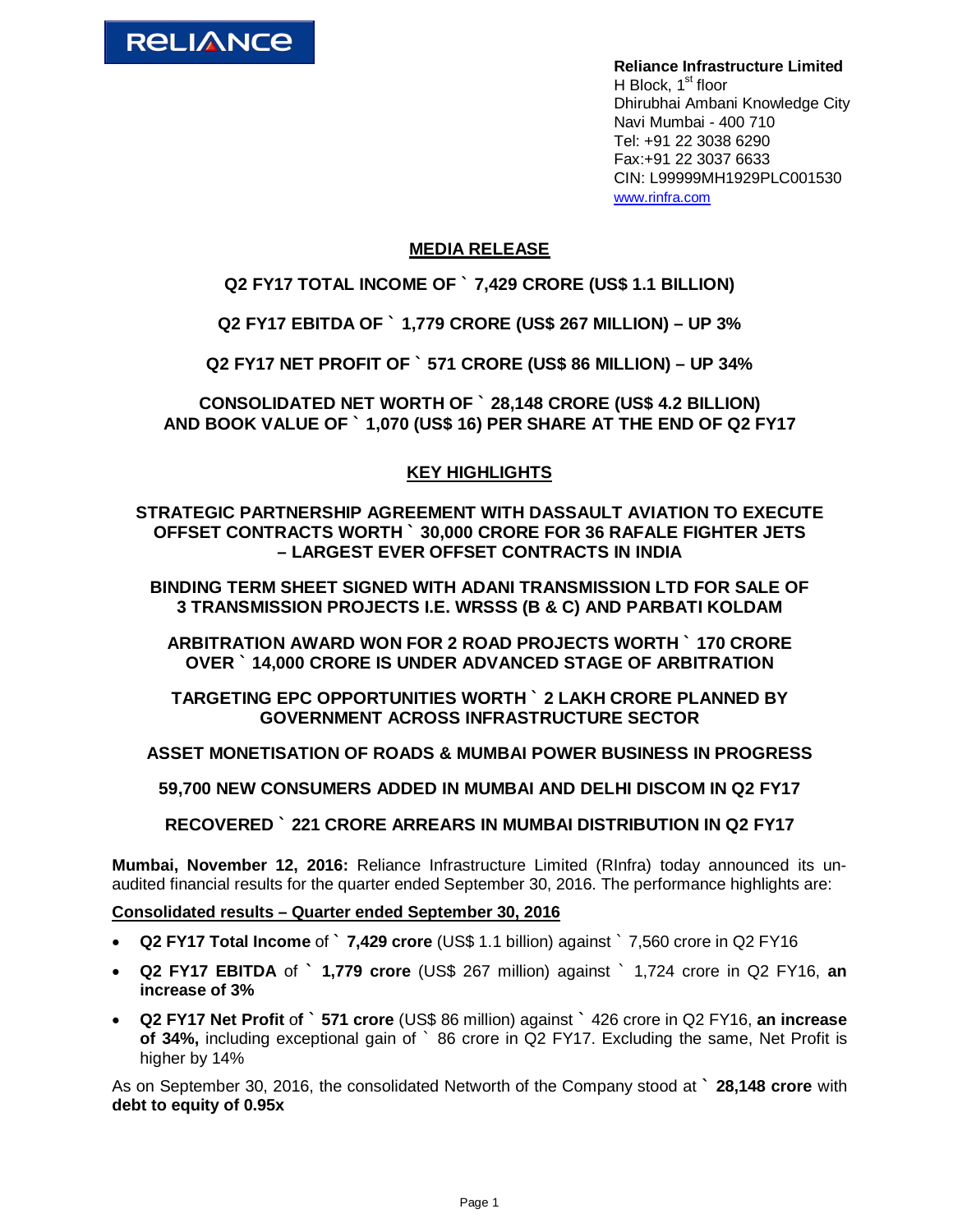**RELIANCE**

**Reliance Infrastructure Limited**
H Block, 1st floor
Dhirubhai Ambani Knowledge City
Navi Mumbai - 400 710
Tel: +91 22 3038 6290
Fax:+91 22 3037 6633
CIN: L99999MH1929PLC001530
www.rinfra.com

## MEDIA RELEASE

### Q2 FY17 TOTAL INCOME OF ` 7,429 CRORE (US$ 1.1 BILLION)

### Q2 FY17 EBITDA OF ` 1,779 CRORE (US$ 267 MILLION) – UP 3%

### Q2 FY17 NET PROFIT OF ` 571 CRORE (US$ 86 MILLION) – UP 34%

### CONSOLIDATED NET WORTH OF ` 28,148 CRORE (US$ 4.2 BILLION) AND BOOK VALUE OF ` 1,070 (US$ 16) PER SHARE AT THE END OF Q2 FY17

## KEY HIGHLIGHTS

**STRATEGIC PARTNERSHIP AGREEMENT WITH DASSAULT AVIATION TO EXECUTE OFFSET CONTRACTS WORTH ` 30,000 CRORE FOR 36 RAFALE FIGHTER JETS – LARGEST EVER OFFSET CONTRACTS IN INDIA**

**BINDING TERM SHEET SIGNED WITH ADANI TRANSMISSION LTD FOR SALE OF 3 TRANSMISSION PROJECTS I.E. WRSSS (B & C) AND PARBATI KOLDAM**

**ARBITRATION AWARD WON FOR 2 ROAD PROJECTS WORTH ` 170 CRORE OVER ` 14,000 CRORE IS UNDER ADVANCED STAGE OF ARBITRATION**

**TARGETING EPC OPPORTUNITIES WORTH ` 2 LAKH CRORE PLANNED BY GOVERNMENT ACROSS INFRASTRUCTURE SECTOR**

**ASSET MONETISATION OF ROADS & MUMBAI POWER BUSINESS IN PROGRESS**

**59,700 NEW CONSUMERS ADDED IN MUMBAI AND DELHI DISCOM IN Q2 FY17**

**RECOVERED ` 221 CRORE ARREARS IN MUMBAI DISTRIBUTION IN Q2 FY17**

**Mumbai, November 12, 2016:** Reliance Infrastructure Limited (RInfra) today announced its un-audited financial results for the quarter ended September 30, 2016. The performance highlights are:

**Consolidated results – Quarter ended September 30, 2016**

- **Q2 FY17 Total Income** of **` 7,429 crore** (US$ 1.1 billion) against ` 7,560 crore in Q2 FY16
- **Q2 FY17 EBITDA** of **` 1,779 crore** (US$ 267 million) against ` 1,724 crore in Q2 FY16, **an increase of 3%**
- **Q2 FY17 Net Profit** of **` 571 crore** (US$ 86 million) against ` 426 crore in Q2 FY16, **an increase of 34%,** including exceptional gain of ` 86 crore in Q2 FY17. Excluding the same, Net Profit is higher by 14%

As on September 30, 2016, the consolidated Networth of the Company stood at **` 28,148 crore** with **debt to equity of 0.95x**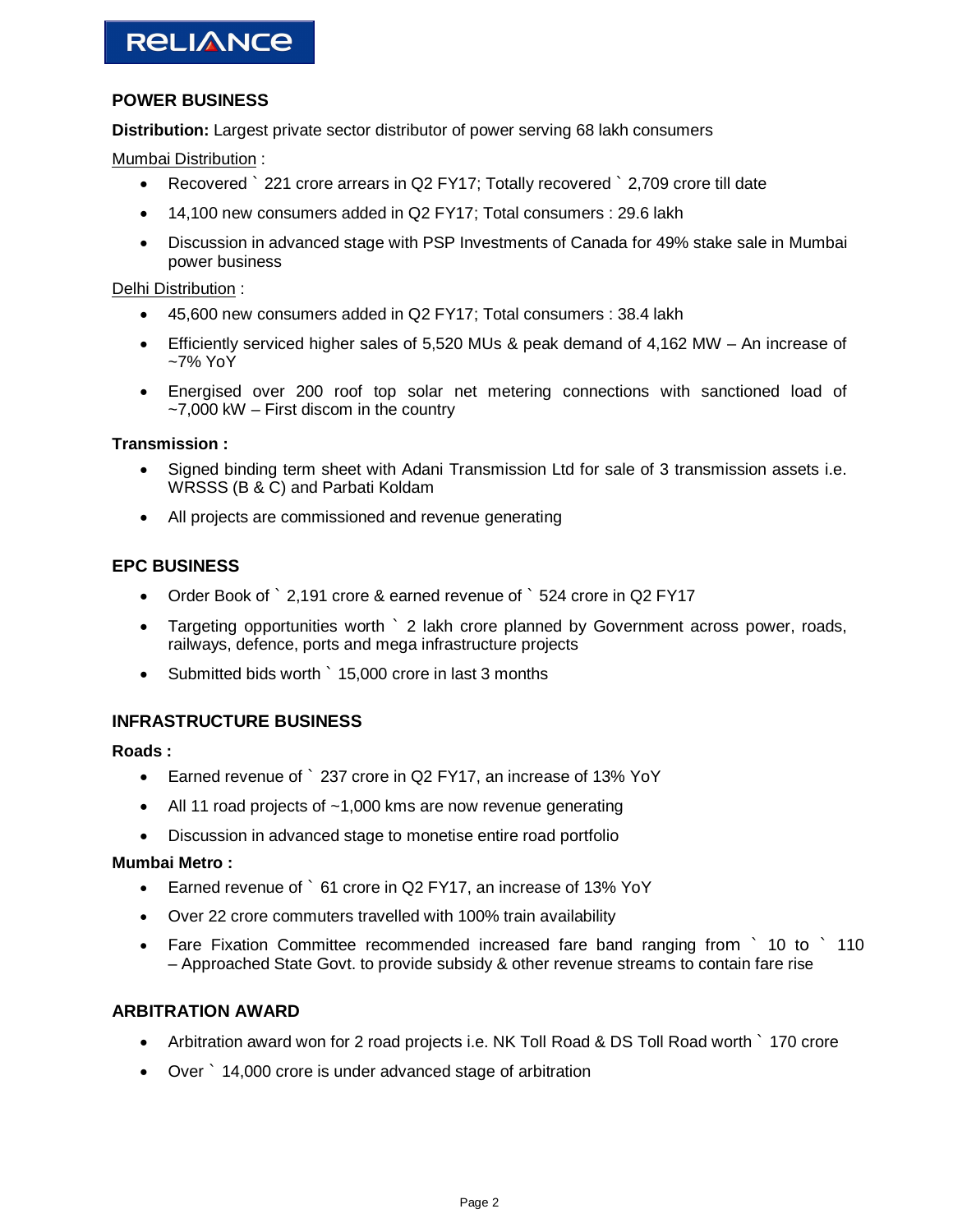## POWER BUSINESS

**Distribution:** Largest private sector distributor of power serving 68 lakh consumers

<u>Mumbai Distribution</u> :

- Recovered ` 221 crore arrears in Q2 FY17; Totally recovered ` 2,709 crore till date
- 14,100 new consumers added in Q2 FY17; Total consumers : 29.6 lakh
- Discussion in advanced stage with PSP Investments of Canada for 49% stake sale in Mumbai power business

<u>Delhi Distribution</u> :

- 45,600 new consumers added in Q2 FY17; Total consumers : 38.4 lakh
- Efficiently serviced higher sales of 5,520 MUs & peak demand of 4,162 MW – An increase of ~7% YoY
- Energised over 200 roof top solar net metering connections with sanctioned load of ~7,000 kW – First discom in the country

**Transmission :**

- Signed binding term sheet with Adani Transmission Ltd for sale of 3 transmission assets i.e. WRSSS (B & C) and Parbati Koldam
- All projects are commissioned and revenue generating

## EPC BUSINESS

- Order Book of ` 2,191 crore & earned revenue of ` 524 crore in Q2 FY17
- Targeting opportunities worth ` 2 lakh crore planned by Government across power, roads, railways, defence, ports and mega infrastructure projects
- Submitted bids worth ` 15,000 crore in last 3 months

## INFRASTRUCTURE BUSINESS

**Roads :**

- Earned revenue of ` 237 crore in Q2 FY17, an increase of 13% YoY
- All 11 road projects of ~1,000 kms are now revenue generating
- Discussion in advanced stage to monetise entire road portfolio

**Mumbai Metro :**

- Earned revenue of ` 61 crore in Q2 FY17, an increase of 13% YoY
- Over 22 crore commuters travelled with 100% train availability
- Fare Fixation Committee recommended increased fare band ranging from ` 10 to ` 110 – Approached State Govt. to provide subsidy & other revenue streams to contain fare rise

## ARBITRATION AWARD

- Arbitration award won for 2 road projects i.e. NK Toll Road & DS Toll Road worth ` 170 crore
- Over ` 14,000 crore is under advanced stage of arbitration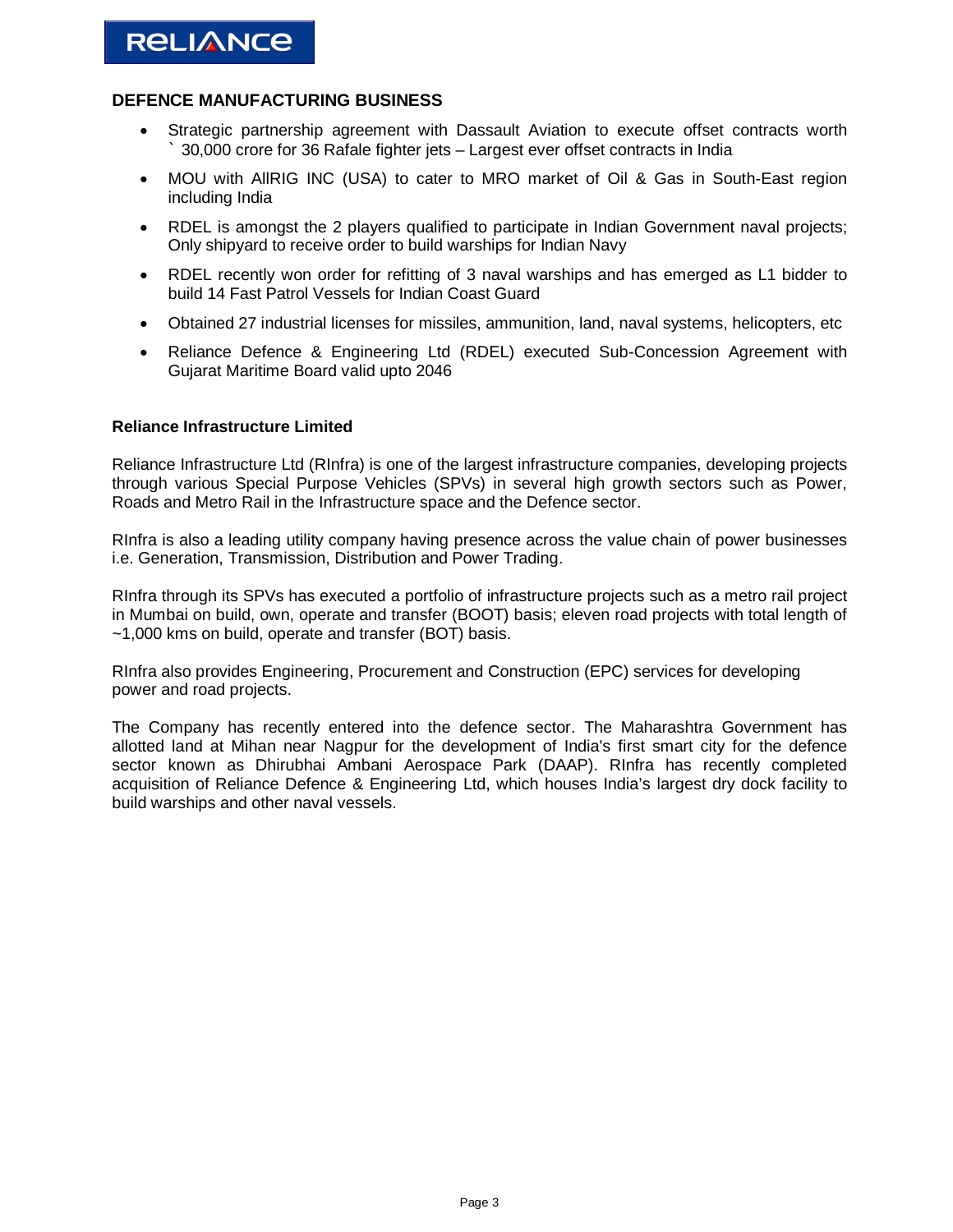## DEFENCE MANUFACTURING BUSINESS

- Strategic partnership agreement with Dassault Aviation to execute offset contracts worth ` 30,000 crore for 36 Rafale fighter jets – Largest ever offset contracts in India
- MOU with AllRIG INC (USA) to cater to MRO market of Oil & Gas in South-East region including India
- RDEL is amongst the 2 players qualified to participate in Indian Government naval projects; Only shipyard to receive order to build warships for Indian Navy
- RDEL recently won order for refitting of 3 naval warships and has emerged as L1 bidder to build 14 Fast Patrol Vessels for Indian Coast Guard
- Obtained 27 industrial licenses for missiles, ammunition, land, naval systems, helicopters, etc
- Reliance Defence & Engineering Ltd (RDEL) executed Sub-Concession Agreement with Gujarat Maritime Board valid upto 2046

### Reliance Infrastructure Limited

Reliance Infrastructure Ltd (RInfra) is one of the largest infrastructure companies, developing projects through various Special Purpose Vehicles (SPVs) in several high growth sectors such as Power, Roads and Metro Rail in the Infrastructure space and the Defence sector.

RInfra is also a leading utility company having presence across the value chain of power businesses i.e. Generation, Transmission, Distribution and Power Trading.

RInfra through its SPVs has executed a portfolio of infrastructure projects such as a metro rail project in Mumbai on build, own, operate and transfer (BOOT) basis; eleven road projects with total length of ~1,000 kms on build, operate and transfer (BOT) basis.

RInfra also provides Engineering, Procurement and Construction (EPC) services for developing power and road projects.

The Company has recently entered into the defence sector. The Maharashtra Government has allotted land at Mihan near Nagpur for the development of India's first smart city for the defence sector known as Dhirubhai Ambani Aerospace Park (DAAP). RInfra has recently completed acquisition of Reliance Defence & Engineering Ltd, which houses India's largest dry dock facility to build warships and other naval vessels.